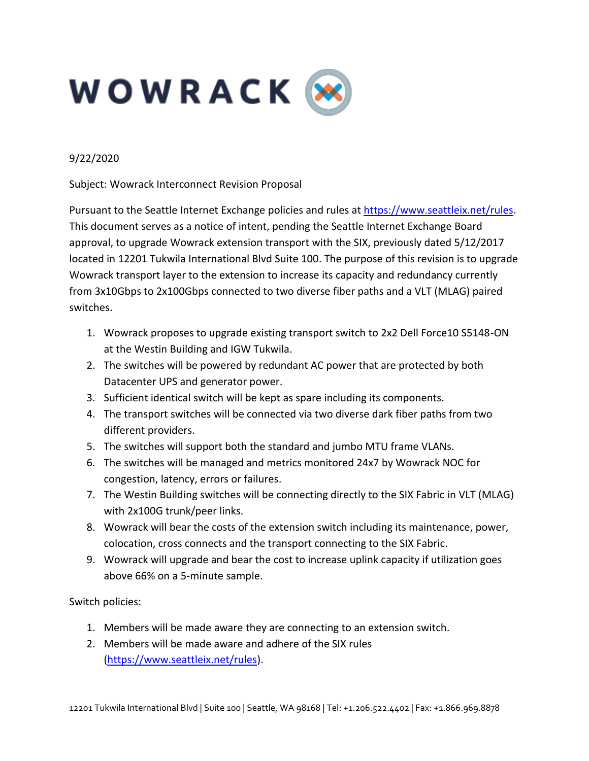WOWRACK

9/22/2020

Subject: Wowrack Interconnect Revision Proposal

Pursuant to the Seattle Internet Exchange policies and rules at [https://www.seattleix.net/rules](https://www.seattleix.net/rules). This document serves as a notice of intent, pending the Seattle Internet Exchange Board approval, to upgrade Wowrack extension transport with the SIX, previously dated 5/12/2017 located in 12201 Tukwila International Blvd Suite 100. The purpose of this revision is to upgrade Wowrack transport layer to the extension to increase its capacity and redundancy currently from 3x10Gbps to 2x100Gbps connected to two diverse fiber paths and a VLT (MLAG) paired switches.

1. Wowrack proposes to upgrade existing transport switch to 2x2 Dell Force10 S5148-ON at the Westin Building and IGW Tukwila.
2. The switches will be powered by redundant AC power that are protected by both Datacenter UPS and generator power.
3. Sufficient identical switch will be kept as spare including its components.
4. The transport switches will be connected via two diverse dark fiber paths from two different providers.
5. The switches will support both the standard and jumbo MTU frame VLANs.
6. The switches will be managed and metrics monitored 24x7 by Wowrack NOC for congestion, latency, errors or failures.
7. The Westin Building switches will be connecting directly to the SIX Fabric in VLT (MLAG) with 2x100G trunk/peer links.
8. Wowrack will bear the costs of the extension switch including its maintenance, power, colocation, cross connects and the transport connecting to the SIX Fabric.
9. Wowrack will upgrade and bear the cost to increase uplink capacity if utilization goes above 66% on a 5-minute sample.

Switch policies:

1. Members will be made aware they are connecting to an extension switch.
2. Members will be made aware and adhere of the SIX rules ([https://www.seattleix.net/rules](https://www.seattleix.net/rules)).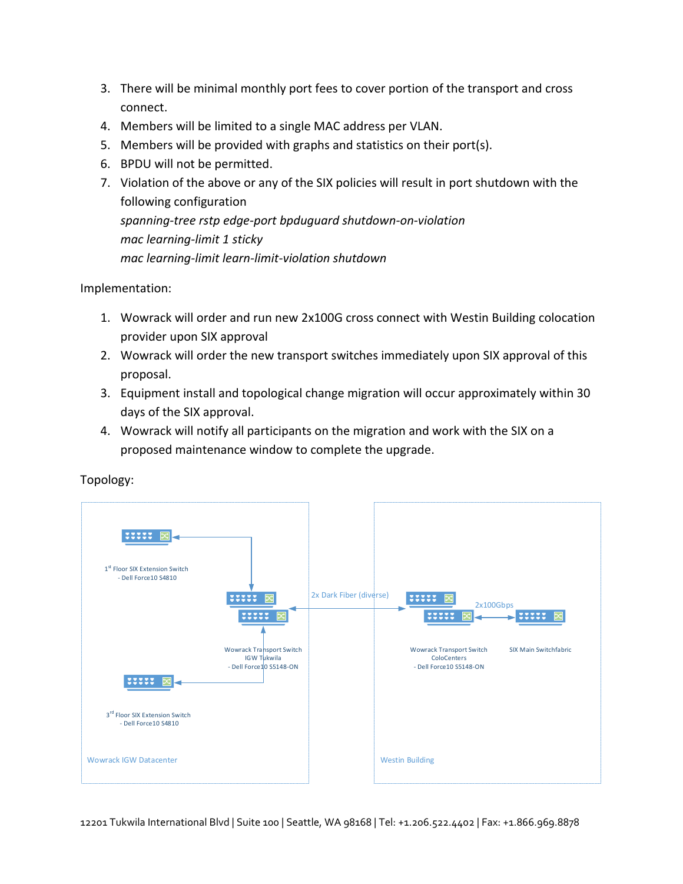3. There will be minimal monthly port fees to cover portion of the transport and cross connect.
4. Members will be limited to a single MAC address per VLAN.
5. Members will be provided with graphs and statistics on their port(s).
6. BPDU will not be permitted.
7. Violation of the above or any of the SIX policies will result in port shutdown with the following configuration
   *spanning-tree rstp edge-port bpduguard shutdown-on-violation*
   *mac learning-limit 1 sticky*
   *mac learning-limit learn-limit-violation shutdown*

Implementation:

1. Wowrack will order and run new 2x100G cross connect with Westin Building colocation provider upon SIX approval
2. Wowrack will order the new transport switches immediately upon SIX approval of this proposal.
3. Equipment install and topological change migration will occur approximately within 30 days of the SIX approval.
4. Wowrack will notify all participants on the migration and work with the SIX on a proposed maintenance window to complete the upgrade.

Topology:

1st Floor SIX Extension Switch
- Dell Force10 S4810

Wowrack Transport Switch
IGW Tukwila
- Dell Force10 S5148-ON

3rd Floor SIX Extension Switch
- Dell Force10 S4810

Wowrack IGW Datacenter

2x Dark Fiber (diverse)

Wowrack Transport Switch
ColoCenters
- Dell Force10 S5148-ON

2x100Gbps

SIX Main Switchfabric

Westin Building

12201 Tukwila International Blvd | Suite 100 | Seattle, WA 98168 | Tel: +1.206.522.4402 | Fax: +1.866.969.8878